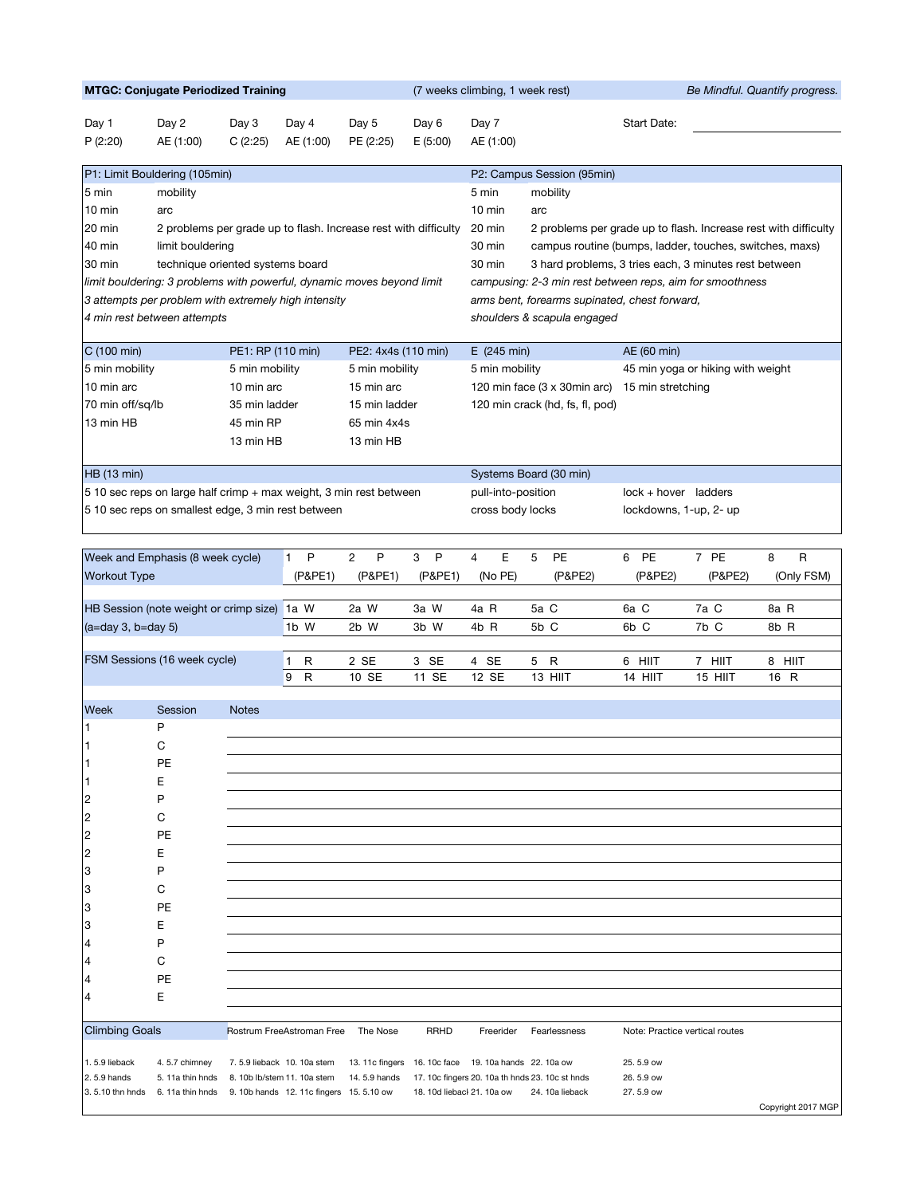**MTGC: Conjugate Periodized Training** (7 weeks climbing, 1 week rest) *Be Mindful. Quantify progress.*

| Day 1 | Day 2 | Day 3 | Day 4 | Day 5 | Day 6 | Day 7 | Start Date: |
|---|---|---|---|---|---|---|---|
| P (2:20) | AE (1:00) | C (2:25) | AE (1:00) | PE (2:25) | E (5:00) | AE (1:00) | |

### P1: Limit Bouldering (105min)

| | |
|---|---|
| 5 min | mobility |
| 10 min | arc |
| 20 min | 2 problems per grade up to flash. Increase rest with difficulty |
| 40 min | limit bouldering |
| 30 min | technique oriented systems board |

*limit bouldering: 3 problems with powerful, dynamic moves beyond limit*
*3 attempts per problem with extremely high intensity*
*4 min rest between attempts*

### P2: Campus Session (95min)

| | |
|---|---|
| 5 min | mobility |
| 10 min | arc |
| 20 min | 2 problems per grade up to flash. Increase rest with difficulty |
| 30 min | campus routine (bumps, ladder, touches, switches, maxs) |
| 30 min | 3 hard problems, 3 tries each, 3 minutes rest between |

*campusing: 2-3 min rest between reps, aim for smoothness*
*arms bent, forearms supinated, chest forward,*
*shoulders & scapula engaged*

| C (100 min) | PE1: RP (110 min) | PE2: 4x4s (110 min) | E (245 min) | AE (60 min) |
|---|---|---|---|---|
| 5 min mobility | 5 min mobility | 5 min mobility | 5 min mobility | 45 min yoga or hiking with weight |
| 10 min arc | 10 min arc | 15 min arc | 120 min face (3 x 30min arc) | 15 min stretching |
| 70 min off/sq/lb | 35 min ladder | 15 min ladder | 120 min crack (hd, fs, fl, pod) | |
| 13 min HB | 45 min RP | 65 min 4x4s | | |
| | 13 min HB | 13 min HB | | |

### HB (13 min)

5 10 sec reps on large half crimp + max weight, 3 min rest between
5 10 sec reps on smallest edge, 3 min rest between

### Systems Board (30 min)

| | |
|---|---|
| pull-into-position | lock + hover ladders |
| cross body locks | lockdowns, 1-up, 2- up |

| Week and Emphasis (8 week cycle) | 1 P | 2 P | 3 P | 4 E | 5 PE | 6 PE | 7 PE | 8 R |
|---|---|---|---|---|---|---|---|---|
| Workout Type | (P&PE1) | (P&PE1) | (P&PE1) | (No PE) | (P&PE2) | (P&PE2) | (P&PE2) | (Only FSM) |
| HB Session (note weight or crimp size) | 1a W | 2a W | 3a W | 4a R | 5a C | 6a C | 7a C | 8a R |
| (a=day 3, b=day 5) | 1b W | 2b W | 3b W | 4b R | 5b C | 6b C | 7b C | 8b R |
| FSM Sessions (16 week cycle) | 1 R | 2 SE | 3 SE | 4 SE | 5 R | 6 HIIT | 7 HIIT | 8 HIIT |
| | 9 R | 10 SE | 11 SE | 12 SE | 13 HIIT | 14 HIIT | 15 HIIT | 16 R |

| Week | Session | Notes |
|---|---|---|
| 1 | P | |
| 1 | C | |
| 1 | PE | |
| 1 | E | |
| 2 | P | |
| 2 | C | |
| 2 | PE | |
| 2 | E | |
| 3 | P | |
| 3 | C | |
| 3 | PE | |
| 3 | E | |
| 4 | P | |
| 4 | C | |
| 4 | PE | |
| 4 | E | |

| Climbing Goals | | Rostrum Free | Astroman Free | The Nose | RRHD | Freerider | Fearlessness | Note: Practice vertical routes |
|---|---|---|---|---|---|---|---|---|
| 1. 5.9 lieback | 4. 5.7 chimney | 7. 5.9 lieback | 10. 10a stem | 13. 11c fingers | 16. 10c face | 19. 10a hands | 22. 10a ow | 25. 5.9 ow |
| 2. 5.9 hands | 5. 11a thin hnds | 8. 10b lb/stem | 11. 10a stem | 14. 5.9 hands | 17. 10c fingers | 20. 10a th hnds | 23. 10c st hnds | 26. 5.9 ow |
| 3. 5.10 thn hnds | 6. 11a thin hnds | 9. 10b hands | 12. 11c fingers | 15. 5.10 ow | 18. 10d liebacl | 21. 10a ow | 24. 10a lieback | 27. 5.9 ow |

Copyright 2017 MGP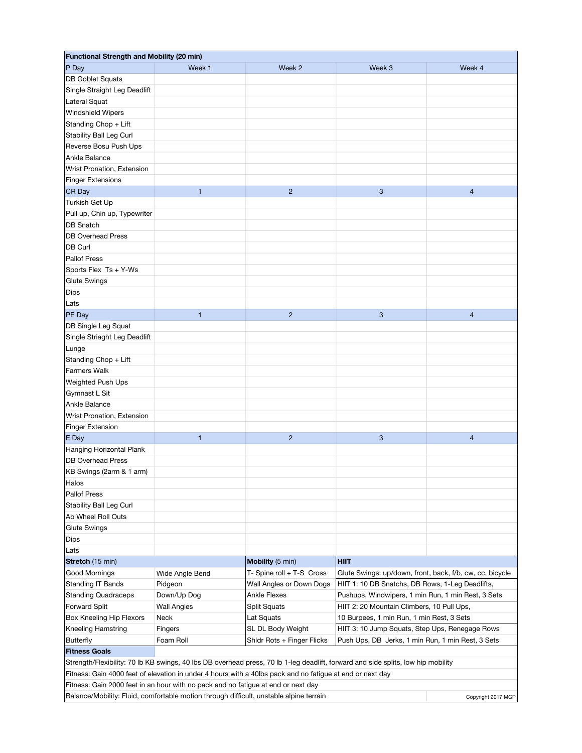| Functional Strength and Mobility (20 min) | | | | |
|---|---|---|---|---|
| P Day | Week 1 | Week 2 | Week 3 | Week 4 |
| DB Goblet Squats | | | | |
| Single Straight Leg Deadlift | | | | |
| Lateral Squat | | | | |
| Windshield Wipers | | | | |
| Standing Chop + Lift | | | | |
| Stability Ball Leg Curl | | | | |
| Reverse Bosu Push Ups | | | | |
| Ankle Balance | | | | |
| Wrist Pronation, Extension | | | | |
| Finger Extensions | | | | |
| CR Day | 1 | 2 | 3 | 4 |
| Turkish Get Up | | | | |
| Pull up, Chin up, Typewriter | | | | |
| DB Snatch | | | | |
| DB Overhead Press | | | | |
| DB Curl | | | | |
| Pallof Press | | | | |
| Sports Flex Ts + Y-Ws | | | | |
| Glute Swings | | | | |
| Dips | | | | |
| Lats | | | | |
| PE Day | 1 | 2 | 3 | 4 |
| DB Single Leg Squat | | | | |
| Single Striaght Leg Deadlift | | | | |
| Lunge | | | | |
| Standing Chop + Lift | | | | |
| Farmers Walk | | | | |
| Weighted Push Ups | | | | |
| Gymnast L Sit | | | | |
| Ankle Balance | | | | |
| Wrist Pronation, Extension | | | | |
| Finger Extension | | | | |
| E Day | 1 | 2 | 3 | 4 |
| Hanging Horizontal Plank | | | | |
| DB Overhead Press | | | | |
| KB Swings (2arm & 1 arm) | | | | |
| Halos | | | | |
| Pallof Press | | | | |
| Stability Ball Leg Curl | | | | |
| Ab Wheel Roll Outs | | | | |
| Glute Swings | | | | |
| Dips | | | | |
| Lats | | | | |

| **Stretch** (15 min) | | **Mobility** (5 min) | **HIIT** |
|---|---|---|---|
| Good Mornings | Wide Angle Bend | T- Spine roll + T-S Cross | Glute Swings: up/down, front, back, f/b, cw, cc, bicycle |
| Standing IT Bands | Pidgeon | Wall Angles or Down Dogs | HIIT 1: 10 DB Snatchs, DB Rows, 1-Leg Deadlifts, |
| Standing Quadraceps | Down/Up Dog | Ankle Flexes | Pushups, Windwipers, 1 min Run, 1 min Rest, 3 Sets |
| Forward Split | Wall Angles | Split Squats | HIIT 2: 20 Mountain Climbers, 10 Pull Ups, |
| Box Kneeling Hip Flexors | Neck | Lat Squats | 10 Burpees, 1 min Run, 1 min Rest, 3 Sets |
| Kneeling Hamstring | Fingers | SL DL Body Weight | HIIT 3: 10 Jump Squats, Step Ups, Renegage Rows |
| Butterfly | Foam Roll | Shldr Rots + Finger Flicks | Push Ups, DB Jerks, 1 min Run, 1 min Rest, 3 Sets |

**Fitness Goals**

Strength/Flexibility: 70 lb KB swings, 40 lbs DB overhead press, 70 lb 1-leg deadlift, forward and side splits, low hip mobility

Fitness: Gain 4000 feet of elevation in under 4 hours with a 40lbs pack and no fatigue at end or next day

Fitness: Gain 2000 feet in an hour with no pack and no fatigue at end or next day

Balance/Mobility: Fluid, comfortable motion through difficult, unstable alpine terrain

Copyright 2017 MGP